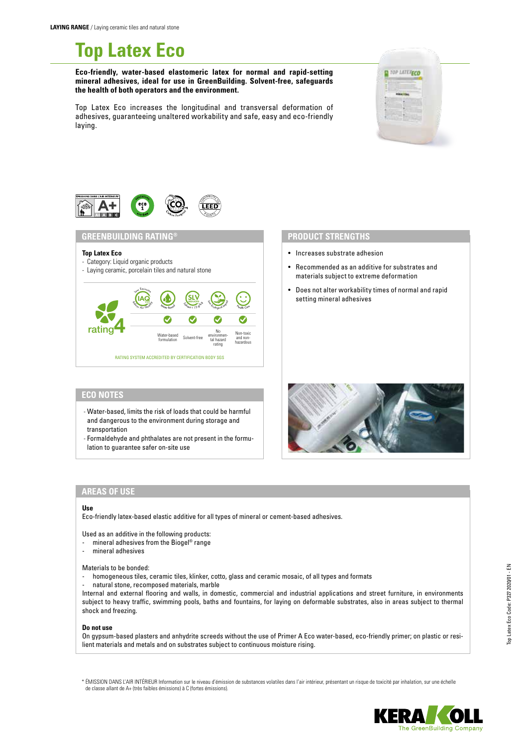**LAYING RANGE** / Laying ceramic tiles and natural stone

# Top Latex Eco

**Eco-friendly, water-based elastomeric latex for normal and rapid-setting mineral adhesives, ideal for use in GreenBuilding. Solvent-free, safeguards the health of both operators and the environment.**

Top Latex Eco increases the longitudinal and transversal deformation of adhesives, guaranteeing unaltered workability and safe, easy and eco-friendly laying.

## GREENBUILDING RATING®

**Top Latex Eco**
- Category: Liquid organic products
- Laying ceramic, porcelain tiles and natural stone

rating 4

| Water-based formulation | Solvent-free | No environmental hazard rating | Non-toxic and non-hazardous |
|---|---|---|---|
| ✓ | ✓ | ✓ | ✓ |

RATING SYSTEM ACCREDITED BY CERTIFICATION BODY SGS

## PRODUCT STRENGTHS

- Increases substrate adhesion
- Recommended as an additive for substrates and materials subject to extreme deformation
- Does not alter workability times of normal and rapid setting mineral adhesives

## ECO NOTES

- Water-based, limits the risk of loads that could be harmful and dangerous to the environment during storage and transportation
- Formaldehyde and phthalates are not present in the formulation to guarantee safer on-site use

## AREAS OF USE

**Use**
Eco-friendly latex-based elastic additive for all types of mineral or cement-based adhesives.

Used as an additive in the following products:
- mineral adhesives from the Biogel® range
- mineral adhesives

Materials to be bonded:
- homogeneous tiles, ceramic tiles, klinker, cotto, glass and ceramic mosaic, of all types and formats
- natural stone, recomposed materials, marble

Internal and external flooring and walls, in domestic, commercial and industrial applications and street furniture, in environments subject to heavy traffic, swimming pools, baths and fountains, for laying on deformable substrates, also in areas subject to thermal shock and freezing.

**Do not use**
On gypsum-based plasters and anhydrite screeds without the use of Primer A Eco water-based, eco-friendly primer; on plastic or resilient materials and metals and on substrates subject to continuous moisture rising.

\* ÉMISSION DANS L'AIR INTÉRIEUR Information sur le niveau d'émission de substances volatiles dans l'air intérieur, présentant un risque de toxicité par inhalation, sur une échelle de classe allant de A+ (très faibles émissions) à C (fortes émissions).

Top Latex Eco Code: P327 2020/01 - EN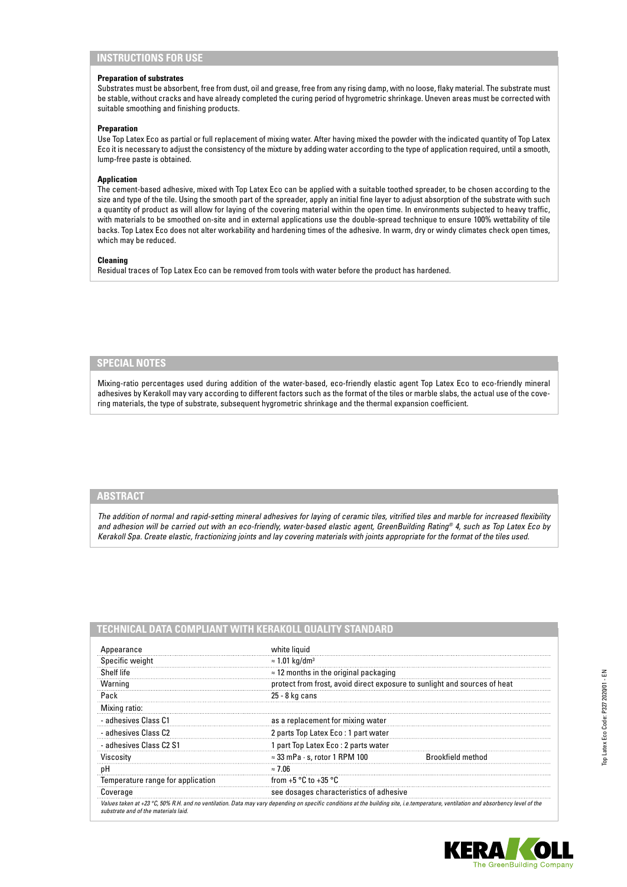## INSTRUCTIONS FOR USE

**Preparation of substrates**

Substrates must be absorbent, free from dust, oil and grease, free from any rising damp, with no loose, flaky material. The substrate must be stable, without cracks and have already completed the curing period of hygrometric shrinkage. Uneven areas must be corrected with suitable smoothing and finishing products.

**Preparation**

Use Top Latex Eco as partial or full replacement of mixing water. After having mixed the powder with the indicated quantity of Top Latex Eco it is necessary to adjust the consistency of the mixture by adding water according to the type of application required, until a smooth, lump-free paste is obtained.

**Application**

The cement-based adhesive, mixed with Top Latex Eco can be applied with a suitable toothed spreader, to be chosen according to the size and type of the tile. Using the smooth part of the spreader, apply an initial fine layer to adjust absorption of the substrate with such a quantity of product as will allow for laying of the covering material within the open time. In environments subjected to heavy traffic, with materials to be smoothed on-site and in external applications use the double-spread technique to ensure 100% wettability of tile backs. Top Latex Eco does not alter workability and hardening times of the adhesive. In warm, dry or windy climates check open times, which may be reduced.

**Cleaning**

Residual traces of Top Latex Eco can be removed from tools with water before the product has hardened.

## SPECIAL NOTES

Mixing-ratio percentages used during addition of the water-based, eco-friendly elastic agent Top Latex Eco to eco-friendly mineral adhesives by Kerakoll may vary according to different factors such as the format of the tiles or marble slabs, the actual use of the covering materials, the type of substrate, subsequent hygrometric shrinkage and the thermal expansion coefficient.

## ABSTRACT

*The addition of normal and rapid-setting mineral adhesives for laying of ceramic tiles, vitrified tiles and marble for increased flexibility and adhesion will be carried out with an eco-friendly, water-based elastic agent, GreenBuilding Rating® 4, such as Top Latex Eco by Kerakoll Spa. Create elastic, fractionizing joints and lay covering materials with joints appropriate for the format of the tiles used.*

## TECHNICAL DATA COMPLIANT WITH KERAKOLL QUALITY STANDARD

| | | |
|---|---|---|
| Appearance | white liquid | |
| Specific weight | ≈ 1.01 kg/dm³ | |
| Shelf life | ≈ 12 months in the original packaging | |
| Warning | protect from frost, avoid direct exposure to sunlight and sources of heat | |
| Pack | 25 - 8 kg cans | |
| Mixing ratio: | | |
| - adhesives Class C1 | as a replacement for mixing water | |
| - adhesives Class C2 | 2 parts Top Latex Eco : 1 part water | |
| - adhesives Class C2 S1 | 1 part Top Latex Eco : 2 parts water | |
| Viscosity | ≈ 33 mPa · s, rotor 1 RPM 100 | Brookfield method |
| pH | ≈ 7.06 | |
| Temperature range for application | from +5 °C to +35 °C | |
| Coverage | see dosages characteristics of adhesive | |

*Values taken at +23 °C, 50% R.H. and no ventilation. Data may vary depending on specific conditions at the building site, i.e.temperature, ventilation and absorbency level of the substrate and of the materials laid.*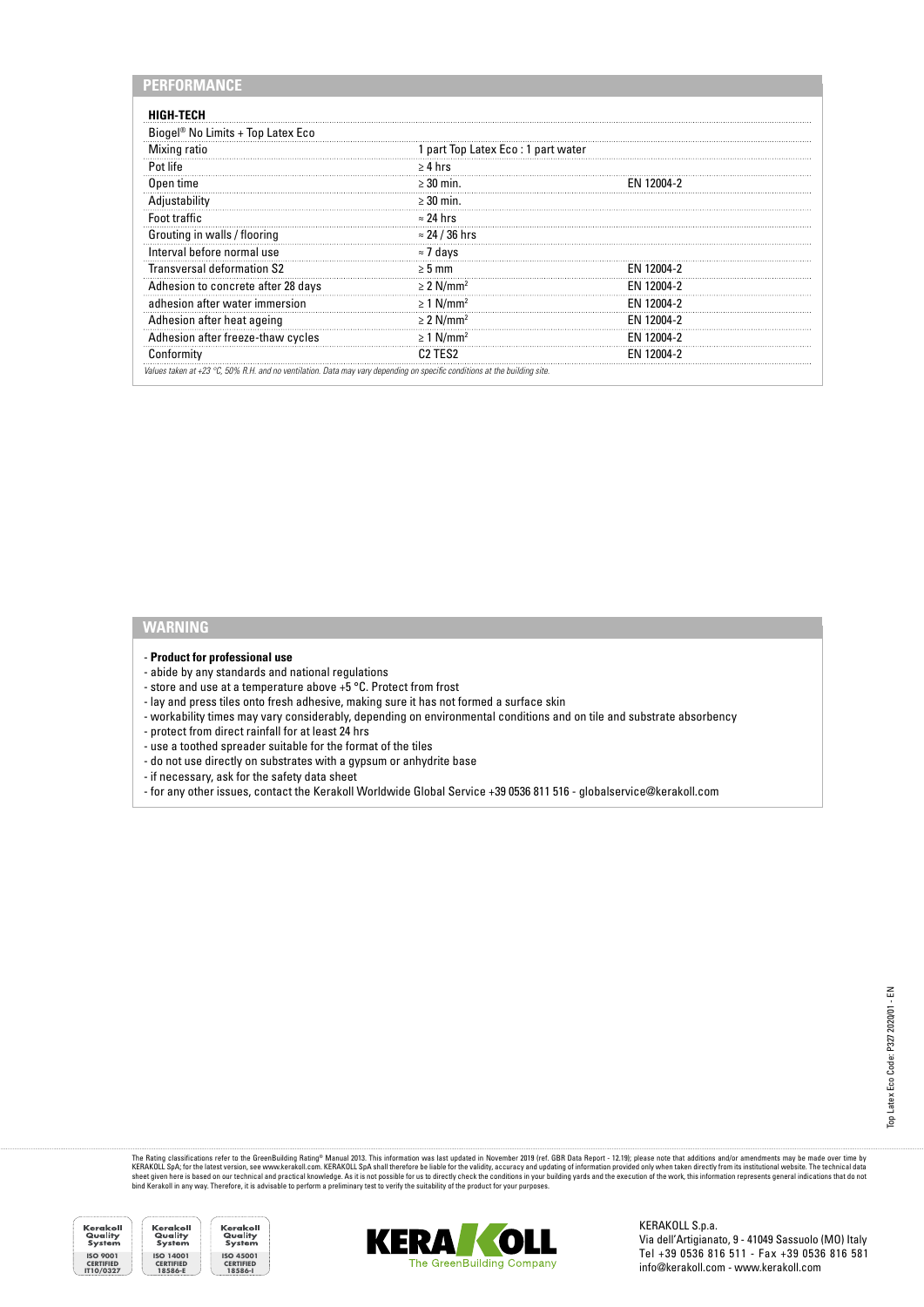## PERFORMANCE

| | | |
|---|---|---|
| **HIGH-TECH** | | |
| Biogel® No Limits + Top Latex Eco | | |
| Mixing ratio | 1 part Top Latex Eco : 1 part water | |
| Pot life | ≥ 4 hrs | |
| Open time | ≥ 30 min. | EN 12004-2 |
| Adjustability | ≥ 30 min. | |
| Foot traffic | ≈ 24 hrs | |
| Grouting in walls / flooring | ≈ 24 / 36 hrs | |
| Interval before normal use | ≈ 7 days | |
| Transversal deformation S2 | ≥ 5 mm | EN 12004-2 |
| Adhesion to concrete after 28 days | ≥ 2 N/mm² | EN 12004-2 |
| adhesion after water immersion | ≥ 1 N/mm² | EN 12004-2 |
| Adhesion after heat ageing | ≥ 2 N/mm² | EN 12004-2 |
| Adhesion after freeze-thaw cycles | ≥ 1 N/mm² | EN 12004-2 |
| Conformity | C2 TES2 | EN 12004-2 |

*Values taken at +23 °C, 50% R.H. and no ventilation. Data may vary depending on specific conditions at the building site.*

## WARNING

- **Product for professional use**
- abide by any standards and national regulations
- store and use at a temperature above +5 °C. Protect from frost
- lay and press tiles onto fresh adhesive, making sure it has not formed a surface skin
- workability times may vary considerably, depending on environmental conditions and on tile and substrate absorbency
- protect from direct rainfall for at least 24 hrs
- use a toothed spreader suitable for the format of the tiles
- do not use directly on substrates with a gypsum or anhydrite base
- if necessary, ask for the safety data sheet
- for any other issues, contact the Kerakoll Worldwide Global Service +39 0536 811 516 - globalservice@kerakoll.com

Top Latex Eco Code: P327 2020/01 - EN

The Rating classifications refer to the GreenBuilding Rating® Manual 2013. This information was last updated in November 2019 (ref. GBR Data Report - 12.19); please note that additions and/or amendments may be made over time by KERAKOLL SpA; for the latest version, see www.kerakoll.com. KERAKOLL SpA shall therefore be liable for the validity, accuracy and updating of information provided only when taken directly from its institutional website. The technical data sheet given here is based on our technical and practical knowledge. As it is not possible for us to directly check the conditions in your building yards and the execution of the work, this information represents general indications that do not bind Kerakoll in any way. Therefore, it is advisable to perform a preliminary test to verify the suitability of the product for your purposes.

Kerakoll Quality System ISO 9001 CERTIFIED IT10/0327

Kerakoll Quality System ISO 14001 CERTIFIED 18586-E

Kerakoll Quality System ISO 45001 CERTIFIED 18586-I

KERAKOLL The GreenBuilding Company

KERAKOLL S.p.a.
Via dell'Artigianato, 9 - 41049 Sassuolo (MO) Italy
Tel +39 0536 816 511 - Fax +39 0536 816 581
info@kerakoll.com - www.kerakoll.com